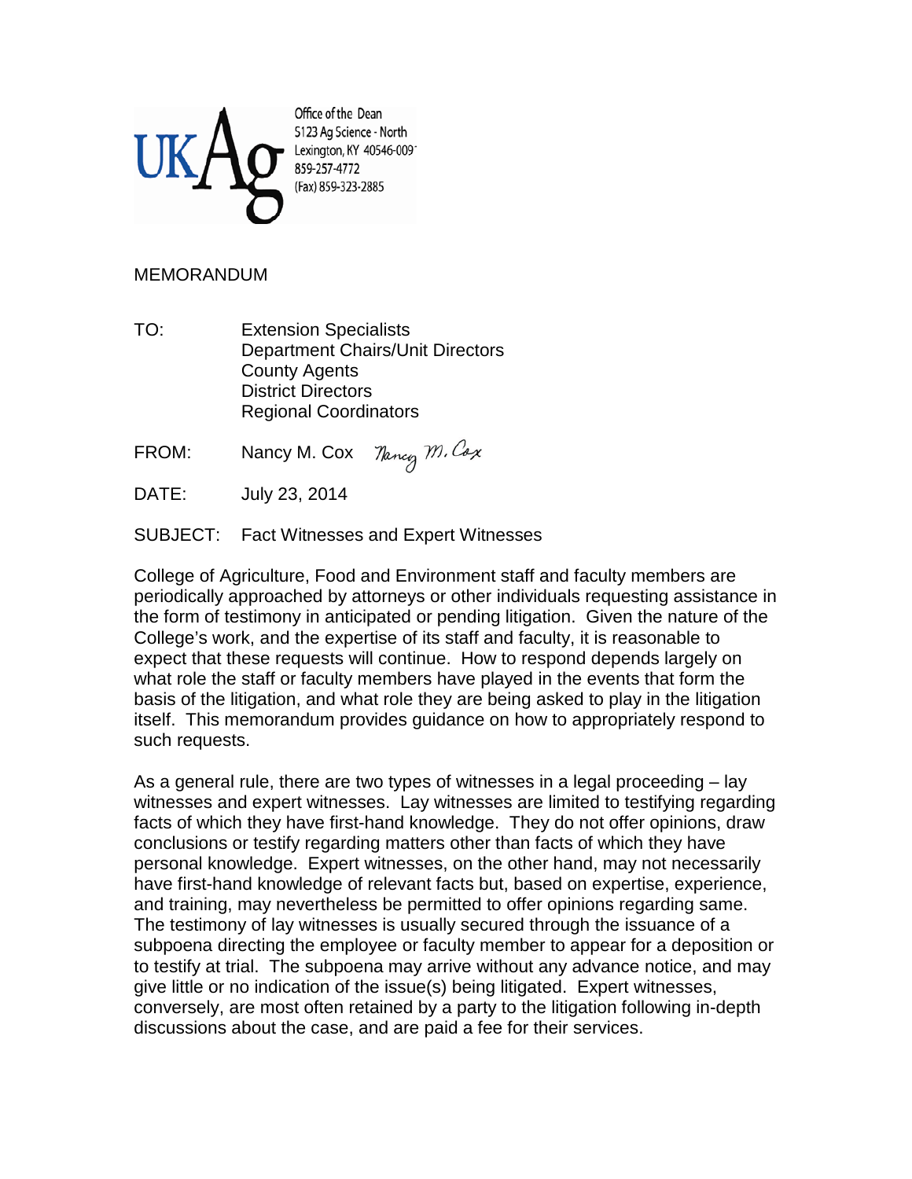UKAg

Office of the Dean
5123 Ag Science - North
Lexington, KY 40546-009
859-257-4772
(Fax) 859-323-2885

MEMORANDUM

TO: Extension Specialists
Department Chairs/Unit Directors
County Agents
District Directors
Regional Coordinators

FROM: Nancy M. Cox *Nancy M. Cox*

DATE: July 23, 2014

SUBJECT: Fact Witnesses and Expert Witnesses

College of Agriculture, Food and Environment staff and faculty members are periodically approached by attorneys or other individuals requesting assistance in the form of testimony in anticipated or pending litigation. Given the nature of the College's work, and the expertise of its staff and faculty, it is reasonable to expect that these requests will continue. How to respond depends largely on what role the staff or faculty members have played in the events that form the basis of the litigation, and what role they are being asked to play in the litigation itself. This memorandum provides guidance on how to appropriately respond to such requests.

As a general rule, there are two types of witnesses in a legal proceeding – lay witnesses and expert witnesses. Lay witnesses are limited to testifying regarding facts of which they have first-hand knowledge. They do not offer opinions, draw conclusions or testify regarding matters other than facts of which they have personal knowledge. Expert witnesses, on the other hand, may not necessarily have first-hand knowledge of relevant facts but, based on expertise, experience, and training, may nevertheless be permitted to offer opinions regarding same. The testimony of lay witnesses is usually secured through the issuance of a subpoena directing the employee or faculty member to appear for a deposition or to testify at trial. The subpoena may arrive without any advance notice, and may give little or no indication of the issue(s) being litigated. Expert witnesses, conversely, are most often retained by a party to the litigation following in-depth discussions about the case, and are paid a fee for their services.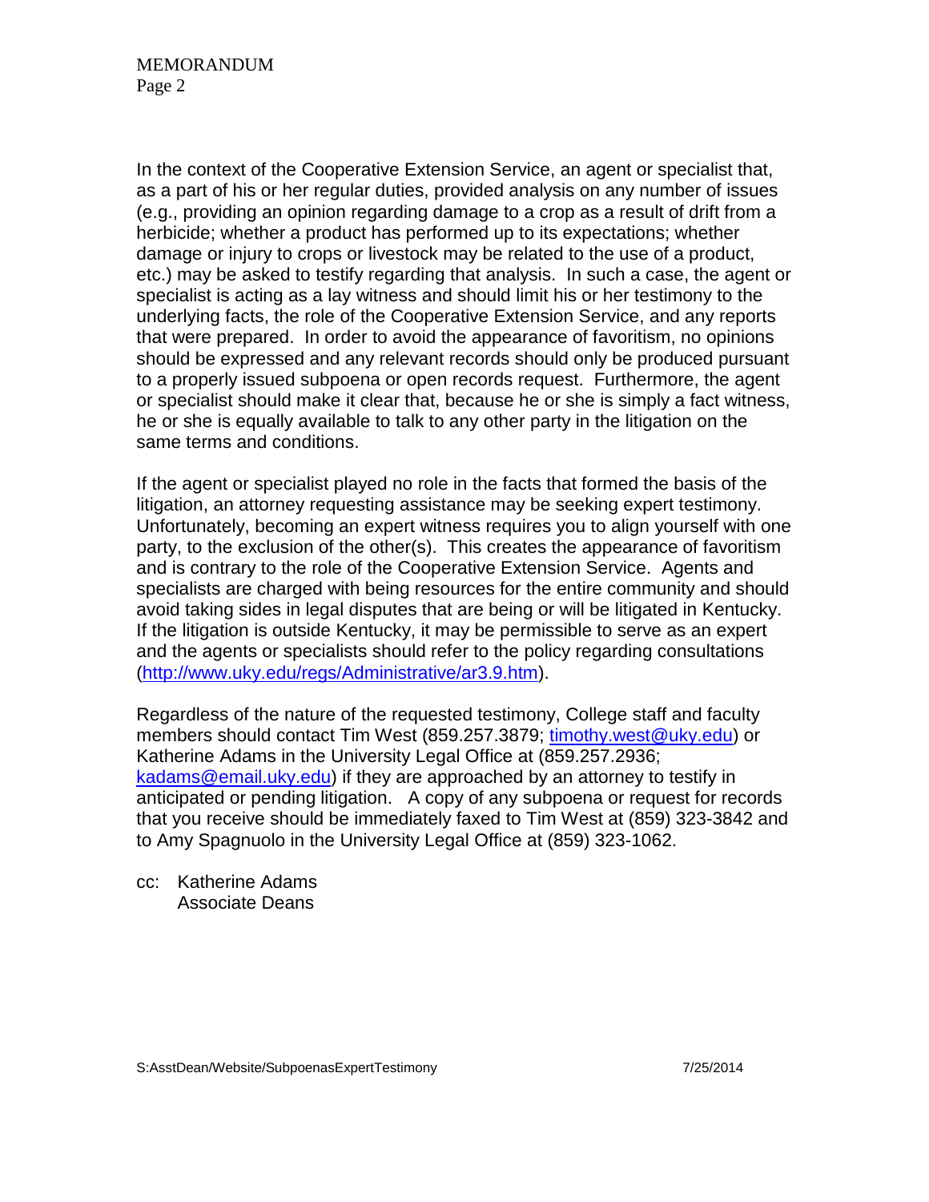In the context of the Cooperative Extension Service, an agent or specialist that, as a part of his or her regular duties, provided analysis on any number of issues (e.g., providing an opinion regarding damage to a crop as a result of drift from a herbicide; whether a product has performed up to its expectations; whether damage or injury to crops or livestock may be related to the use of a product, etc.) may be asked to testify regarding that analysis. In such a case, the agent or specialist is acting as a lay witness and should limit his or her testimony to the underlying facts, the role of the Cooperative Extension Service, and any reports that were prepared. In order to avoid the appearance of favoritism, no opinions should be expressed and any relevant records should only be produced pursuant to a properly issued subpoena or open records request. Furthermore, the agent or specialist should make it clear that, because he or she is simply a fact witness, he or she is equally available to talk to any other party in the litigation on the same terms and conditions.

If the agent or specialist played no role in the facts that formed the basis of the litigation, an attorney requesting assistance may be seeking expert testimony. Unfortunately, becoming an expert witness requires you to align yourself with one party, to the exclusion of the other(s). This creates the appearance of favoritism and is contrary to the role of the Cooperative Extension Service. Agents and specialists are charged with being resources for the entire community and should avoid taking sides in legal disputes that are being or will be litigated in Kentucky. If the litigation is outside Kentucky, it may be permissible to serve as an expert and the agents or specialists should refer to the policy regarding consultations (http://www.uky.edu/regs/Administrative/ar3.9.htm).

Regardless of the nature of the requested testimony, College staff and faculty members should contact Tim West (859.257.3879; timothy.west@uky.edu) or Katherine Adams in the University Legal Office at (859.257.2936; kadams@email.uky.edu) if they are approached by an attorney to testify in anticipated or pending litigation. A copy of any subpoena or request for records that you receive should be immediately faxed to Tim West at (859) 323-3842 and to Amy Spagnuolo in the University Legal Office at (859) 323-1062.

cc: Katherine Adams
Associate Deans

S:AsstDean/Website/SubpoenasExpertTestimony 7/25/2014